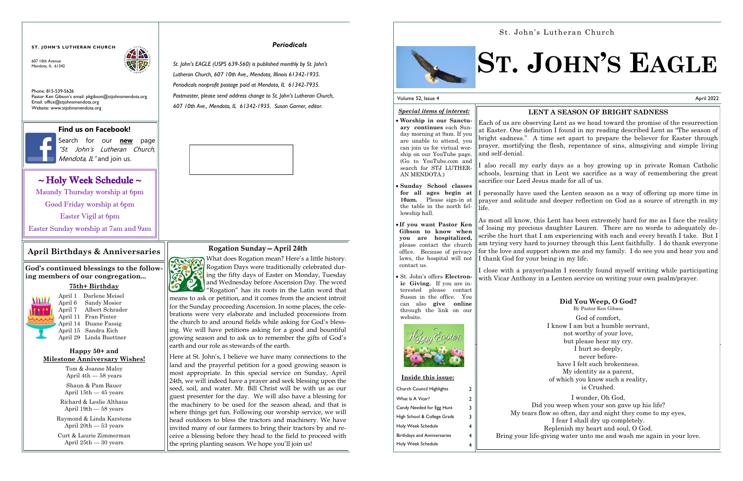**ST. JOHN'S LUTHERAN CHURCH**

607 10th Avenue
Mendota, IL 61342

Phone: 815-539-5626
Pastor Ken Gibson's email: pkgibson@stjohnsmendota.org
Email: office@stjohnsmendota.org
Website: www.stjohnsmendota.org

### Periodicals

*St. John's EAGLE (USPS 639-560) is published monthly by St. John's Lutheran Church, 607 10th Ave., Mendota, Illinois 61342-1935. Periodicals nonprofit postage paid at Mendota, IL 61342-7935. Postmaster, please send address change to St. John's Lutheran Church, 607 10th Ave., Mendota, IL 61342-1935. Susan Garner, editor.*

### Find us on Facebook!

Search for our **new** page *"St. John's Lutheran Church, Mendota, IL"* and join us.

## ~ Holy Week Schedule ~

Maundy Thursday worship at 6pm

Good Friday worship at 6pm

Easter Vigil at 6pm

Easter Sunday worship at 7am and 9am

## April Birthdays & Anniversaries

**God's continued blessings to the following members of our congregation...**

**75th+ Birthday**

April 1 Darlene Meisel
April 6 Sandy Mosier
April 7 Albert Schrader
April 11 Fran Pinter
April 14 Duane Fassig
April 15 Sandra Eich
April 29 Linda Buettner

**Happy 50+ and Milestone Anniversary Wishes!**

Tom & Joanne Maloy
April 4th — 58 years

Shaun & Pam Bauer
April 15th — 45 years

Richard & Leslie Althaus
April 19th — 58 years

Raymond & Linda Karstens
April 20th — 53 years

Curt & Laurie Zimmerman
April 25th — 30 years

## Rogation Sunday—April 24th

What does Rogation mean? Here's a little history. Rogation Days were traditionally celebrated during the fifty days of Easter on Monday, Tuesday and Wednesday before Ascension Day. The word "Rogation" has its roots in the Latin word that means to ask or petition, and it comes from the ancient introit for the Sunday proceeding Ascension. In some places, the celebrations were very elaborate and included processions from the church to and around fields while asking for God's blessing. We will have petitions asking for a good and bountiful growing season and to ask us to remember the gifts of God's earth and our role as stewards of the earth.

Here at St. John's, I believe we have many connections to the land and the prayerful petition for a good growing season is most appropriate. In this special service on Sunday, April 24th, we will indeed have a prayer and seek blessing upon the seed, soil, and water. Mr. Bill Christ will be with us as our guest presenter for the day. We will also have a blessing for the machinery to be used for the season ahead, and that is where things get fun. Following our worship service, we will head outdoors to bless the tractors and machinery. We have invited many of our farmers to bring their tractors by and receive a blessing before they head to the field to proceed with the spring planting season. We hope you'll join us!

St. John's Lutheran Church

# ST. JOHN'S EAGLE

Volume 52, Issue 4 — April 2022

***Special items of interest:***

- **Worship in our Sanctuary continues** each Sunday morning at 9am. If you are unable to attend, you can join us for virtual worship on our YouTube page. (Go to YouTube.com and search for STJ LUTHERAN MENDOTA.)
- **Sunday School classes for all ages begin at 10am.** Please sign-in at the table in the north fellowship hall.
- **If you want Pastor Ken Gibson to know when you are hospitalized,** please contact the church office. Because of privacy laws, the hospital will not contact us.
- St. John's offers **Electronic Giving.** If you are interested please contact Susan in the office. You can also **give online** through the link on our website.

**Inside this issue:**

| | |
|---|---|
| Church Council Highlights | 2 |
| What Is A Vicar? | 2 |
| Candy Needed for Egg Hunt | 3 |
| High School & College Grads | 3 |
| Holy Week Schedule | 4 |
| Birthdays and Anniversaries | 4 |
| Holy Week Schedule | 4 |

## LENT A SEASON OF BRIGHT SADNESS

Each of us are observing Lent as we head toward the promise of the resurrection at Easter. One definition I found in my reading described Lent as "The season of bright sadness." A time set apart to prepare the believer for Easter through prayer, mortifying the flesh, repentance of sins, almsgiving and simple living and self-denial.

I also recall my early days as a boy growing up in private Roman Catholic schools, learning that in Lent we sacrifice as a way of remembering the great sacrifice our Lord Jesus made for all of us.

I personally have used the Lenten season as a way of offering up more time in prayer and solitude and deeper reflection on God as a source of strength in my life.

As most all know, this Lent has been extremely hard for me as I face the reality of losing my precious daughter Lauren. There are no words to adequately describe the hurt that I am experiencing with each and every breath I take. But I am trying very hard to journey through this Lent faithfully. I do thank everyone for the love and support shown me and my family. I do see you and hear you and I thank God for your being in my life.

I close with a prayer/psalm I recently found myself writing while participating with Vicar Anthony in a Lenten service on writing your own psalm/prayer.

### Did You Weep, O God?

By Pastor Ken Gibson

God of comfort,
I know I am but a humble servant,
not worthy of your love,
but please hear my cry.
I hurt so deeply,
never before-
have I felt such brokenness.
My identity as a parent,
of which you know such a reality,
is Crushed.

I wonder, Oh God,
Did you weep when your son gave up his life?
My tears flow so often, day and night they come to my eyes,
I fear I shall dry up completely.
Replenish my heart and soul, O God.
Bring your life-giving water unto me and wash me again in your love.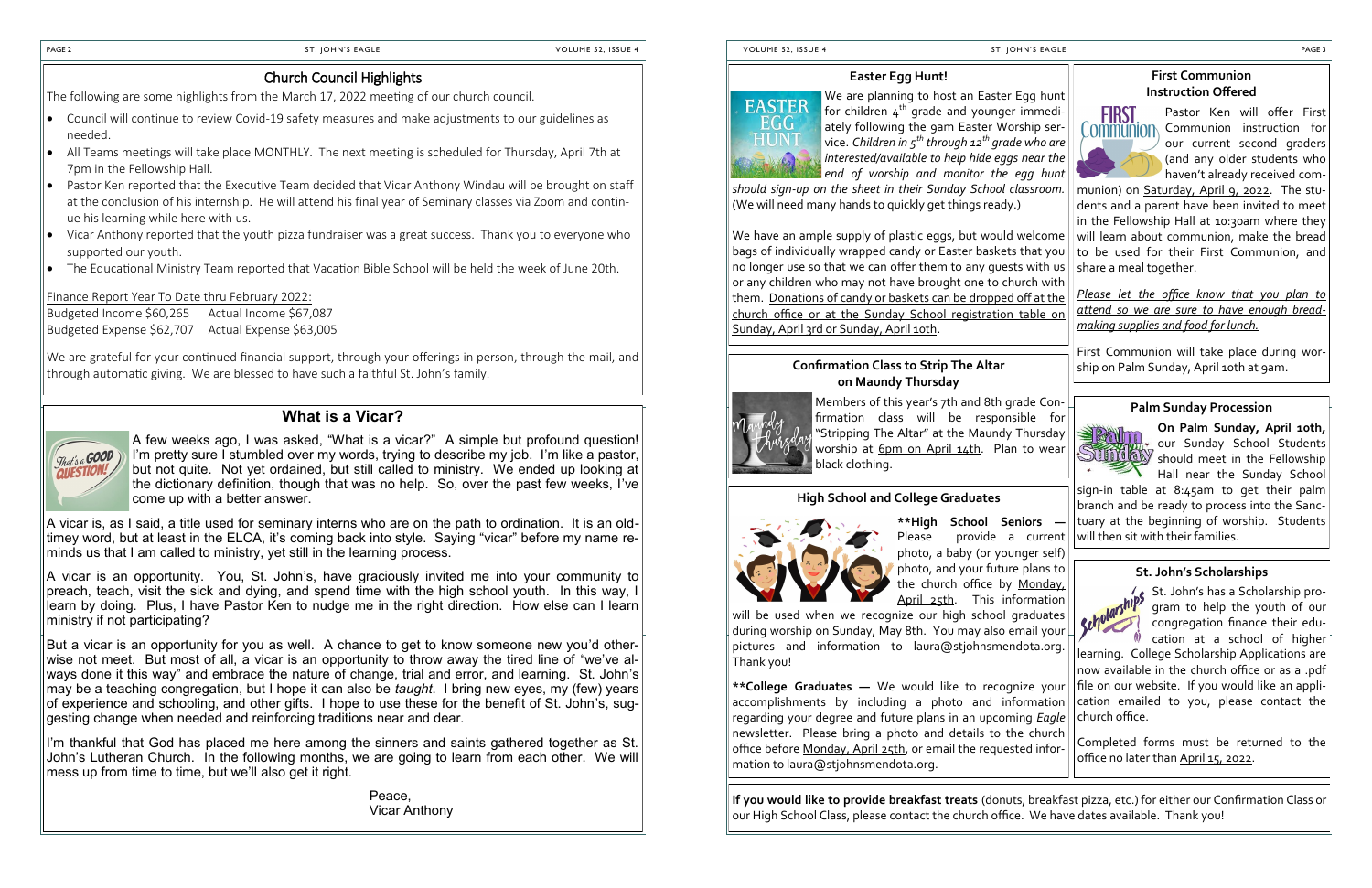## Church Council Highlights

The following are some highlights from the March 17, 2022 meeting of our church council.

- Council will continue to review Covid-19 safety measures and make adjustments to our guidelines as needed.
- All Teams meetings will take place MONTHLY. The next meeting is scheduled for Thursday, April 7th at 7pm in the Fellowship Hall.
- Pastor Ken reported that the Executive Team decided that Vicar Anthony Windau will be brought on staff at the conclusion of his internship. He will attend his final year of Seminary classes via Zoom and continue his learning while here with us.
- Vicar Anthony reported that the youth pizza fundraiser was a great success. Thank you to everyone who supported our youth.
- The Educational Ministry Team reported that Vacation Bible School will be held the week of June 20th.

Finance Report Year To Date thru February 2022:

Budgeted Income $60,265 Actual Income $67,087

Budgeted Expense $62,707 Actual Expense $63,005

We are grateful for your continued financial support, through your offerings in person, through the mail, and through automatic giving. We are blessed to have such a faithful St. John's family.

## What is a Vicar?

A few weeks ago, I was asked, "What is a vicar?" A simple but profound question! I'm pretty sure I stumbled over my words, trying to describe my job. I'm like a pastor, but not quite. Not yet ordained, but still called to ministry. We ended up looking at the dictionary definition, though that was no help. So, over the past few weeks, I've come up with a better answer.

A vicar is, as I said, a title used for seminary interns who are on the path to ordination. It is an old-timey word, but at least in the ELCA, it's coming back into style. Saying "vicar" before my name reminds us that I am called to ministry, yet still in the learning process.

A vicar is an opportunity. You, St. John's, have graciously invited me into your community to preach, teach, visit the sick and dying, and spend time with the high school youth. In this way, I learn by doing. Plus, I have Pastor Ken to nudge me in the right direction. How else can I learn ministry if not participating?

But a vicar is an opportunity for you as well. A chance to get to know someone new you'd otherwise not meet. But most of all, a vicar is an opportunity to throw away the tired line of "we've always done it this way" and embrace the nature of change, trial and error, and learning. St. John's may be a teaching congregation, but I hope it can also be *taught*. I bring new eyes, my (few) years of experience and schooling, and other gifts. I hope to use these for the benefit of St. John's, suggesting change when needed and reinforcing traditions near and dear.

I'm thankful that God has placed me here among the sinners and saints gathered together as St. John's Lutheran Church. In the following months, we are going to learn from each other. We will mess up from time to time, but we'll also get it right.

Peace,
Vicar Anthony

## Easter Egg Hunt!

We are planning to host an Easter Egg hunt for children 4th grade and younger immediately following the 9am Easter Worship service. *Children in 5th through 12th grade who are interested/available to help hide eggs near the end of worship and monitor the egg hunt should sign-up on the sheet in their Sunday School classroom.* (We will need many hands to quickly get things ready.)

We have an ample supply of plastic eggs, but would welcome bags of individually wrapped candy or Easter baskets that you no longer use so that we can offer them to any guests with us or any children who may not have brought one to church with them. Donations of candy or baskets can be dropped off at the church office or at the Sunday School registration table on Sunday, April 3rd or Sunday, April 10th.

## Confirmation Class to Strip The Altar on Maundy Thursday

Members of this year's 7th and 8th grade Confirmation class will be responsible for "Stripping The Altar" at the Maundy Thursday worship at 6pm on April 14th. Plan to wear black clothing.

## High School and College Graduates

**\*\*High School Seniors —** Please provide a current photo, a baby (or younger self) photo, and your future plans to the church office by Monday, April 25th. This information will be used when we recognize our high school graduates during worship on Sunday, May 8th. You may also email your pictures and information to laura@stjohnsmendota.org. Thank you!

**\*\*College Graduates —** We would like to recognize your accomplishments by including a photo and information regarding your degree and future plans in an upcoming *Eagle* newsletter. Please bring a photo and details to the church office before Monday, April 25th, or email the requested information to laura@stjohnsmendota.org.

## First Communion Instruction Offered

Pastor Ken will offer First Communion instruction for our current second graders (and any older students who haven't already received communion) on Saturday, April 9, 2022. The students and a parent have been invited to meet in the Fellowship Hall at 10:30am where they will learn about communion, make the bread to be used for their First Communion, and share a meal together.

*Please let the office know that you plan to attend so we are sure to have enough bread-making supplies and food for lunch.*

First Communion will take place during worship on Palm Sunday, April 10th at 9am.

## Palm Sunday Procession

**On Palm Sunday, April 10th,** our Sunday School Students should meet in the Fellowship Hall near the Sunday School sign-in table at 8:45am to get their palm branch and be ready to process into the Sanctuary at the beginning of worship. Students will then sit with their families.

## St. John's Scholarships

St. John's has a Scholarship program to help the youth of our congregation finance their education at a school of higher learning. College Scholarship Applications are now available in the church office or as a .pdf file on our website. If you would like an application emailed to you, please contact the church office.

Completed forms must be returned to the office no later than April 15, 2022.

**If you would like to provide breakfast treats** (donuts, breakfast pizza, etc.) for either our Confirmation Class or our High School Class, please contact the church office. We have dates available. Thank you!